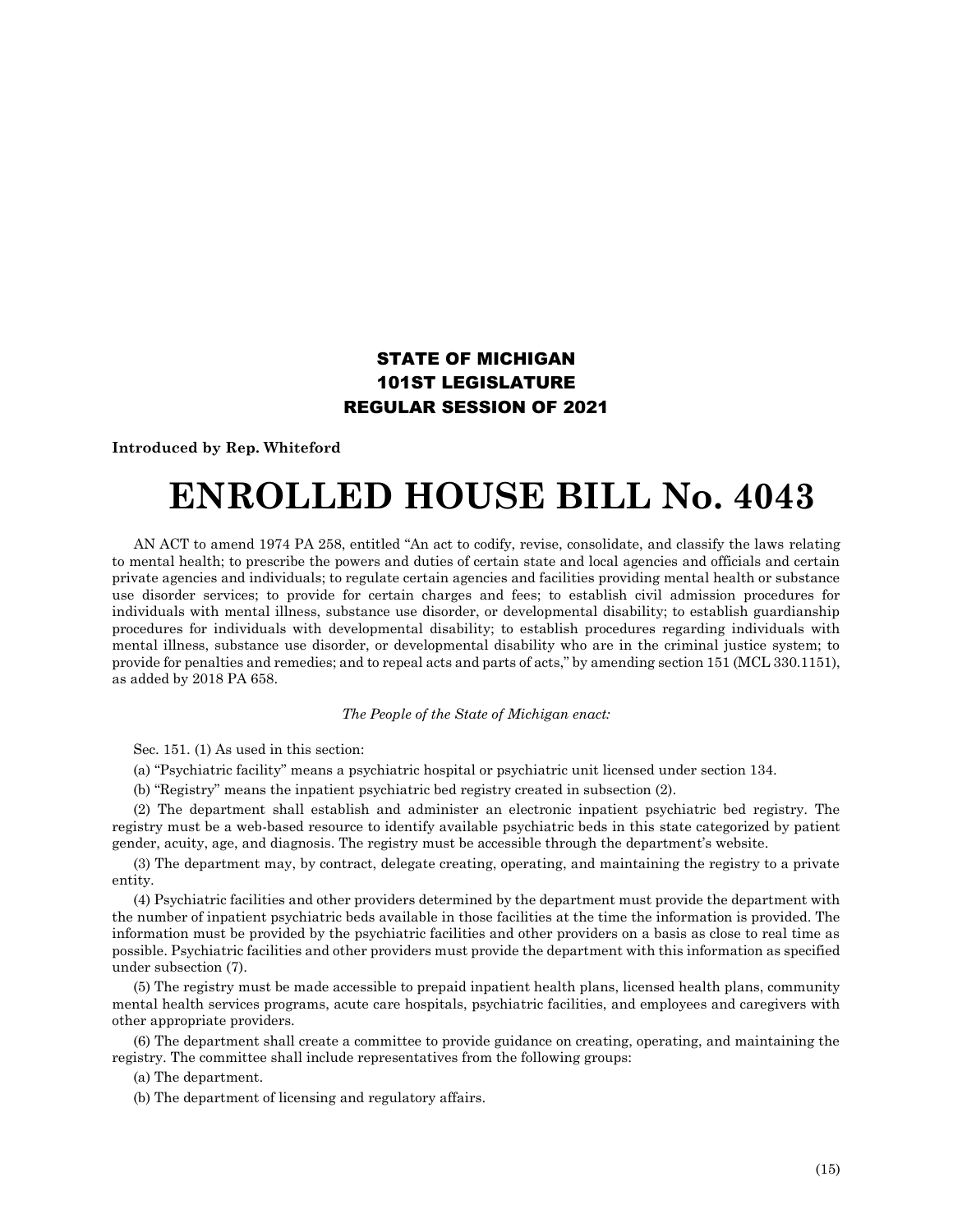**STATE OF MICHIGAN**
**101ST LEGISLATURE**
**REGULAR SESSION OF 2021**

**Introduced by Rep. Whiteford**

# ENROLLED HOUSE BILL No. 4043

AN ACT to amend 1974 PA 258, entitled "An act to codify, revise, consolidate, and classify the laws relating to mental health; to prescribe the powers and duties of certain state and local agencies and officials and certain private agencies and individuals; to regulate certain agencies and facilities providing mental health or substance use disorder services; to provide for certain charges and fees; to establish civil admission procedures for individuals with mental illness, substance use disorder, or developmental disability; to establish guardianship procedures for individuals with developmental disability; to establish procedures regarding individuals with mental illness, substance use disorder, or developmental disability who are in the criminal justice system; to provide for penalties and remedies; and to repeal acts and parts of acts," by amending section 151 (MCL 330.1151), as added by 2018 PA 658.

*The People of the State of Michigan enact:*

Sec. 151. (1) As used in this section:

(a) "Psychiatric facility" means a psychiatric hospital or psychiatric unit licensed under section 134.

(b) "Registry" means the inpatient psychiatric bed registry created in subsection (2).

(2) The department shall establish and administer an electronic inpatient psychiatric bed registry. The registry must be a web-based resource to identify available psychiatric beds in this state categorized by patient gender, acuity, age, and diagnosis. The registry must be accessible through the department's website.

(3) The department may, by contract, delegate creating, operating, and maintaining the registry to a private entity.

(4) Psychiatric facilities and other providers determined by the department must provide the department with the number of inpatient psychiatric beds available in those facilities at the time the information is provided. The information must be provided by the psychiatric facilities and other providers on a basis as close to real time as possible. Psychiatric facilities and other providers must provide the department with this information as specified under subsection (7).

(5) The registry must be made accessible to prepaid inpatient health plans, licensed health plans, community mental health services programs, acute care hospitals, psychiatric facilities, and employees and caregivers with other appropriate providers.

(6) The department shall create a committee to provide guidance on creating, operating, and maintaining the registry. The committee shall include representatives from the following groups:

(a) The department.

(b) The department of licensing and regulatory affairs.

(15)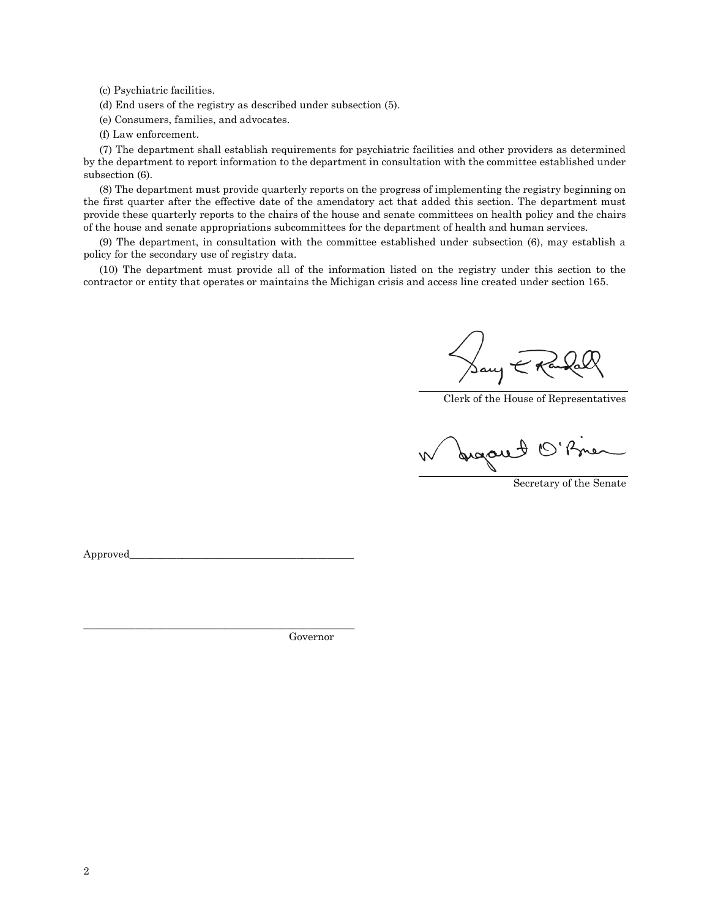(c) Psychiatric facilities.

(d) End users of the registry as described under subsection (5).

(e) Consumers, families, and advocates.

(f) Law enforcement.

(7) The department shall establish requirements for psychiatric facilities and other providers as determined by the department to report information to the department in consultation with the committee established under subsection (6).

(8) The department must provide quarterly reports on the progress of implementing the registry beginning on the first quarter after the effective date of the amendatory act that added this section. The department must provide these quarterly reports to the chairs of the house and senate committees on health policy and the chairs of the house and senate appropriations subcommittees for the department of health and human services.

(9) The department, in consultation with the committee established under subsection (6), may establish a policy for the secondary use of registry data.

(10) The department must provide all of the information listed on the registry under this section to the contractor or entity that operates or maintains the Michigan crisis and access line created under section 165.

Clerk of the House of Representatives

Secretary of the Senate

Approved\_\_\_\_\_\_\_\_\_\_\_\_\_\_\_\_\_\_\_\_\_\_\_\_\_\_\_\_\_\_\_\_\_\_\_\_\_\_\_\_

\_\_\_\_\_\_\_\_\_\_\_\_\_\_\_\_\_\_\_\_\_\_\_\_\_\_\_\_\_\_\_\_\_\_\_\_\_\_\_\_\_\_\_\_\_\_\_\_

Governor